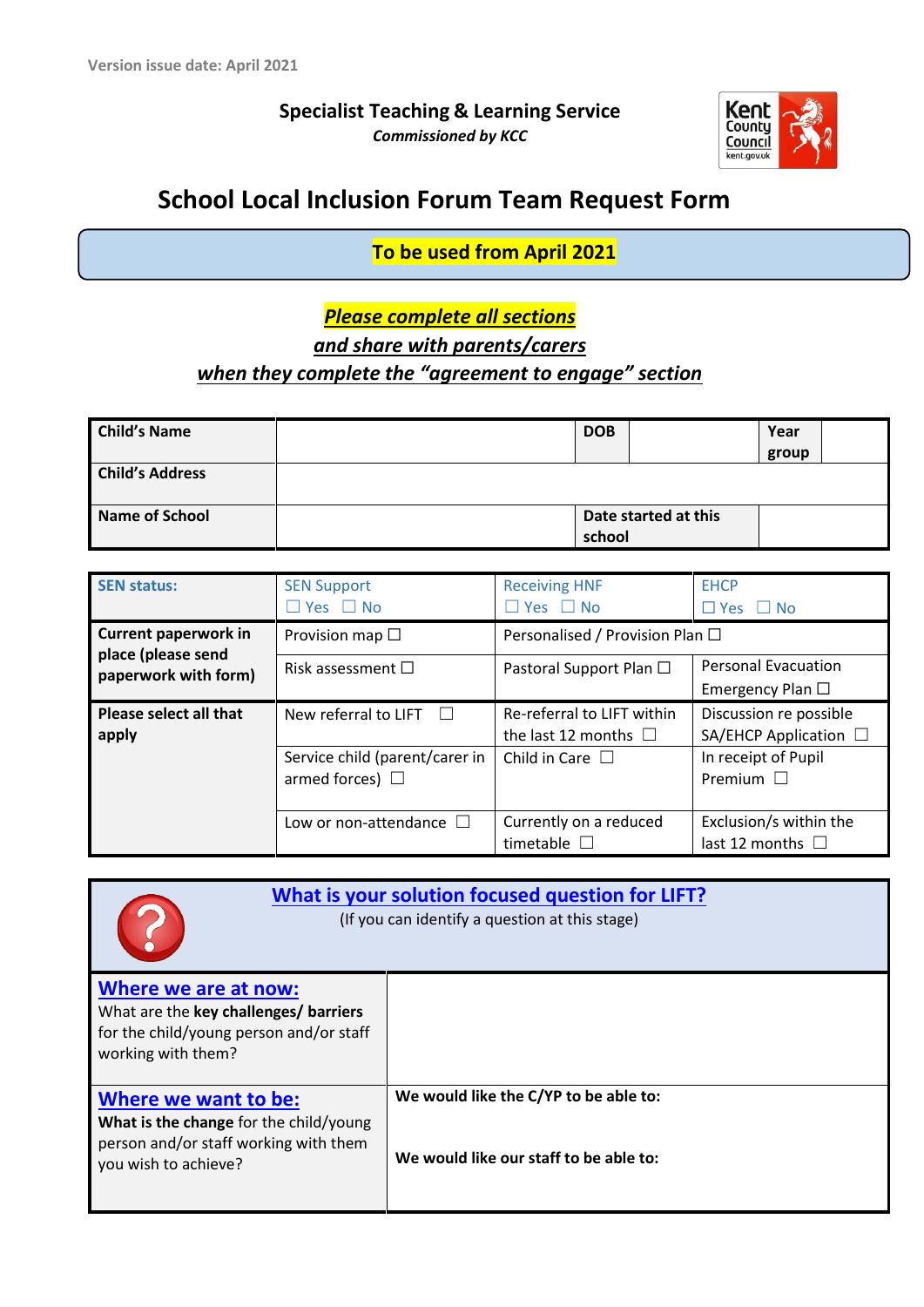Version issue date: April 2021

**Specialist Teaching & Learning Service**
***Commissioned by KCC***

# School Local Inclusion Forum Team Request Form

**To be used from April 2021**

***Please complete all sections***
***and share with parents/carers***
***when they complete the "agreement to engage" section***

| **Child's Name** | | **DOB** | | **Year group** | |
|---|---|---|---|---|---|
| **Child's Address** | | | | | |
| **Name of School** | | **Date started at this school** | | | |

| **SEN status:** | SEN Support ☐ Yes ☐ No | Receiving HNF ☐ Yes ☐ No | EHCP ☐ Yes ☐ No |
|---|---|---|---|
| **Current paperwork in place (please send paperwork with form)** | Provision map ☐ | Personalised / Provision Plan ☐ | |
| | Risk assessment ☐ | Pastoral Support Plan ☐ | Personal Evacuation Emergency Plan ☐ |
| **Please select all that apply** | New referral to LIFT ☐ | Re-referral to LIFT within the last 12 months ☐ | Discussion re possible SA/EHCP Application ☐ |
| | Service child (parent/carer in armed forces) ☐ | Child in Care ☐ | In receipt of Pupil Premium ☐ |
| | Low or non-attendance ☐ | Currently on a reduced timetable ☐ | Exclusion/s within the last 12 months ☐ |

| **What is your solution focused question for LIFT?** (If you can identify a question at this stage) | |
|---|---|
| **Where we are at now:** What are the **key challenges/ barriers** for the child/young person and/or staff working with them? | |
| **Where we want to be:** **What is the change** for the child/young person and/or staff working with them you wish to achieve? | **We would like the C/YP to be able to:** <br><br> **We would like our staff to be able to:** |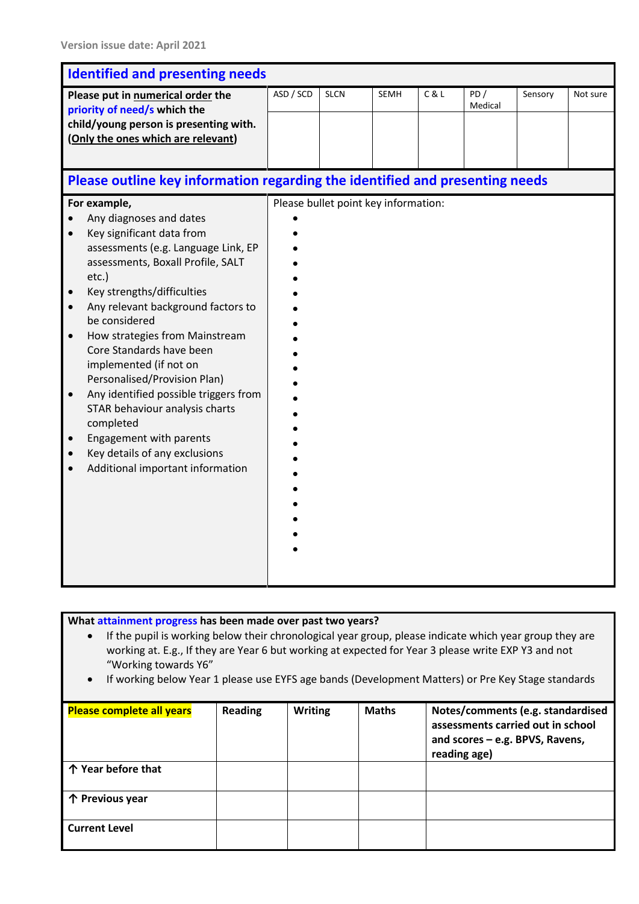Version issue date: April 2021

## Identified and presenting needs

| Please put in <u>numerical order</u> the priority of need/s which the child/young person is presenting with. (<u>Only the ones which are relevant</u>) | ASD / SCD | SLCN | SEMH | C & L | PD / Medical | Sensory | Not sure |
|---|---|---|---|---|---|---|---|
| | | | | | | | |

## Please outline key information regarding the identified and presenting needs

| For example, | Please bullet point key information: |
|---|---|
| • Any diagnoses and dates<br>• Key significant data from assessments (e.g. Language Link, EP assessments, Boxall Profile, SALT etc.)<br>• Key strengths/difficulties<br>• Any relevant background factors to be considered<br>• How strategies from Mainstream Core Standards have been implemented (if not on Personalised/Provision Plan)<br>• Any identified possible triggers from STAR behaviour analysis charts completed<br>• Engagement with parents<br>• Key details of any exclusions<br>• Additional important information | •<br>•<br>•<br>•<br>•<br>•<br>•<br>•<br>•<br>•<br>•<br>•<br>•<br>•<br>•<br>•<br>•<br>•<br>•<br>•<br>•<br>•<br>•<br>• |

**What attainment progress has been made over past two years?**

- If the pupil is working below their chronological year group, please indicate which year group they are working at. E.g., If they are Year 6 but working at expected for Year 3 please write EXP Y3 and not "Working towards Y6"
- If working below Year 1 please use EYFS age bands (Development Matters) or Pre Key Stage standards

| **Please complete all years** | **Reading** | **Writing** | **Maths** | **Notes/comments (e.g. standardised assessments carried out in school and scores – e.g. BPVS, Ravens, reading age)** |
|---|---|---|---|---|
| **↑ Year before that** | | | | |
| **↑ Previous year** | | | | |
| **Current Level** | | | | |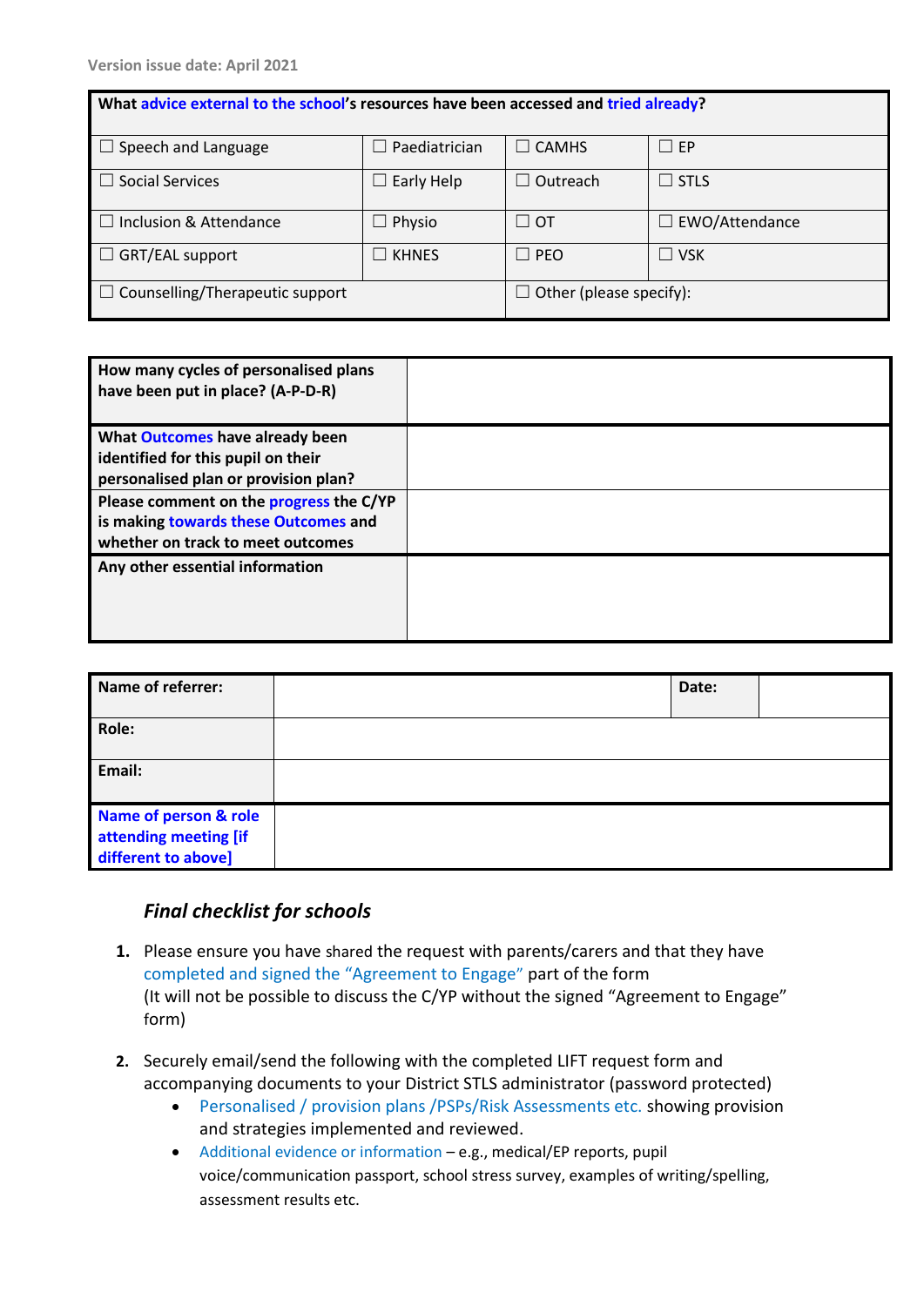Version issue date: April 2021

| What advice external to the school's resources have been accessed and tried already? | | | |
|---|---|---|---|
| ☐ Speech and Language | ☐ Paediatrician | ☐ CAMHS | ☐ EP |
| ☐ Social Services | ☐ Early Help | ☐ Outreach | ☐ STLS |
| ☐ Inclusion & Attendance | ☐ Physio | ☐ OT | ☐ EWO/Attendance |
| ☐ GRT/EAL support | ☐ KHNES | ☐ PEO | ☐ VSK |
| ☐ Counselling/Therapeutic support | | ☐ Other (please specify): | |

| | |
|---|---|
| **How many cycles of personalised plans have been put in place? (A-P-D-R)** | |
| **What Outcomes have already been identified for this pupil on their personalised plan or provision plan?** | |
| **Please comment on the progress the C/YP is making towards these Outcomes and whether on track to meet outcomes** | |
| **Any other essential information** | |

| | | | |
|---|---|---|---|
| **Name of referrer:** | | **Date:** | |
| **Role:** | | | |
| **Email:** | | | |
| **Name of person & role attending meeting [if different to above]** | | | |

### *Final checklist for schools*

1. Please ensure you have shared the request with parents/carers and that they have completed and signed the "Agreement to Engage" part of the form
   (It will not be possible to discuss the C/YP without the signed "Agreement to Engage" form)

2. Securely email/send the following with the completed LIFT request form and accompanying documents to your District STLS administrator (password protected)
   - Personalised / provision plans /PSPs/Risk Assessments etc. showing provision and strategies implemented and reviewed.
   - Additional evidence or information – e.g., medical/EP reports, pupil voice/communication passport, school stress survey, examples of writing/spelling, assessment results etc.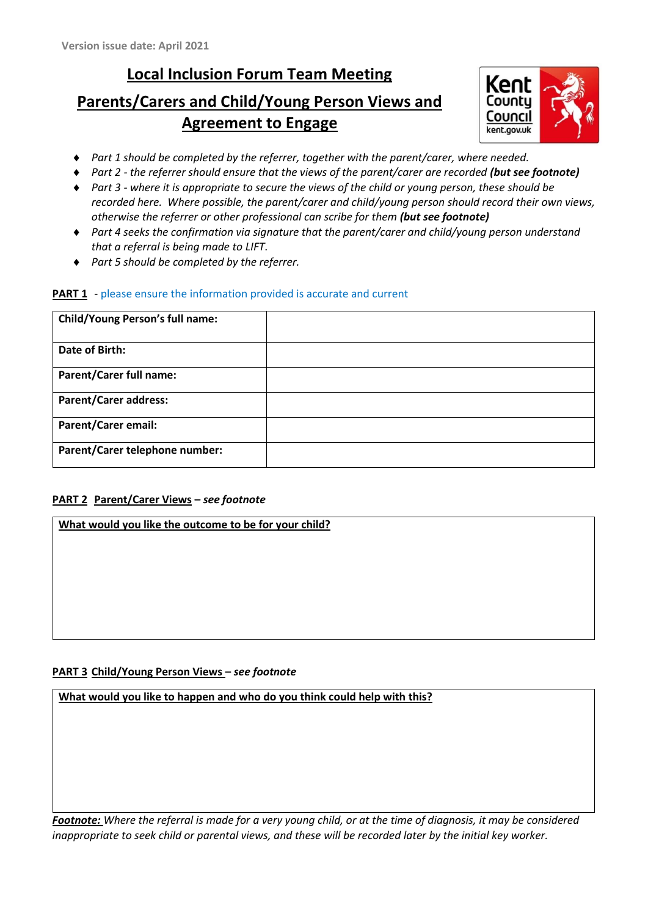Version issue date: April 2021

# Local Inclusion Forum Team Meeting

## Parents/Carers and Child/Young Person Views and Agreement to Engage

- *Part 1 should be completed by the referrer, together with the parent/carer, where needed.*
- *Part 2 - the referrer should ensure that the views of the parent/carer are recorded **(but see footnote)***
- *Part 3 - where it is appropriate to secure the views of the child or young person, these should be recorded here. Where possible, the parent/carer and child/young person should record their own views, otherwise the referrer or other professional can scribe for them **(but see footnote)***
- *Part 4 seeks the confirmation via signature that the parent/carer and child/young person understand that a referral is being made to LIFT.*
- *Part 5 should be completed by the referrer.*

**PART 1** - please ensure the information provided is accurate and current

| | |
|---|---|
| **Child/Young Person's full name:** | |
| **Date of Birth:** | |
| **Parent/Carer full name:** | |
| **Parent/Carer address:** | |
| **Parent/Carer email:** | |
| **Parent/Carer telephone number:** | |

**PART 2 Parent/Carer Views** – ***see footnote***

| **What would you like the outcome to be for your child?** |
|---|
| |

**PART 3 Child/Young Person Views** – ***see footnote***

| **What would you like to happen and who do you think could help with this?** |
|---|
| |

***Footnote:*** *Where the referral is made for a very young child, or at the time of diagnosis, it may be considered inappropriate to seek child or parental views, and these will be recorded later by the initial key worker.*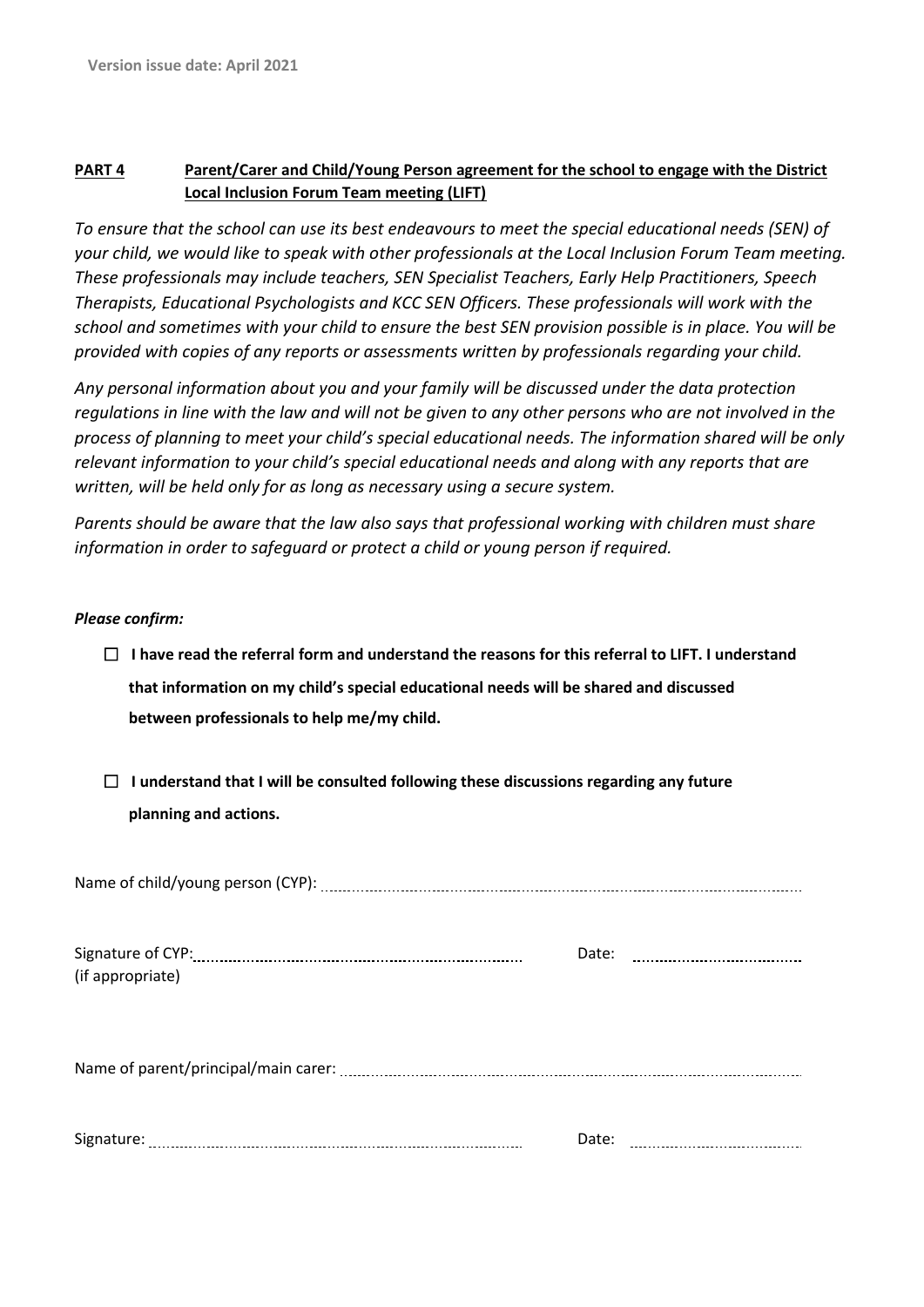Version issue date: April 2021

**PART 4** **Parent/Carer and Child/Young Person agreement for the school to engage with the District Local Inclusion Forum Team meeting (LIFT)**

*To ensure that the school can use its best endeavours to meet the special educational needs (SEN) of your child, we would like to speak with other professionals at the Local Inclusion Forum Team meeting. These professionals may include teachers, SEN Specialist Teachers, Early Help Practitioners, Speech Therapists, Educational Psychologists and KCC SEN Officers. These professionals will work with the school and sometimes with your child to ensure the best SEN provision possible is in place. You will be provided with copies of any reports or assessments written by professionals regarding your child.*

*Any personal information about you and your family will be discussed under the data protection regulations in line with the law and will not be given to any other persons who are not involved in the process of planning to meet your child's special educational needs. The information shared will be only relevant information to your child's special educational needs and along with any reports that are written, will be held only for as long as necessary using a secure system.*

*Parents should be aware that the law also says that professional working with children must share information in order to safeguard or protect a child or young person if required.*

***Please confirm:***

- ☐ **I have read the referral form and understand the reasons for this referral to LIFT. I understand that information on my child's special educational needs will be shared and discussed between professionals to help me/my child.**

- ☐ **I understand that I will be consulted following these discussions regarding any future planning and actions.**

Name of child/young person (CYP): ..............................................................................................

Signature of CYP: .............................................................................. Date: ..................................
(if appropriate)

Name of parent/principal/main carer: ..............................................................................................

Signature: .............................................................................. Date: ..................................